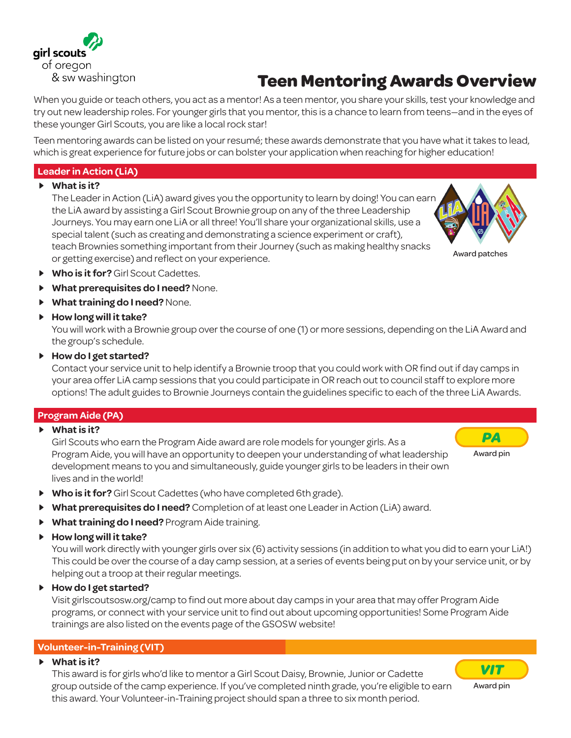girl scouts
of oregon
& sw washington

# Teen Mentoring Awards Overview

When you guide or teach others, you act as a mentor! As a teen mentor, you share your skills, test your knowledge and try out new leadership roles. For younger girls that you mentor, this is a chance to learn from teens—and in the eyes of these younger Girl Scouts, you are like a local rock star!

Teen mentoring awards can be listed on your resumé; these awards demonstrate that you have what it takes to lead, which is great experience for future jobs or can bolster your application when reaching for higher education!

## Leader in Action (LiA)

- **What is it?**
  The Leader in Action (LiA) award gives you the opportunity to learn by doing! You can earn the LiA award by assisting a Girl Scout Brownie group on any of the three Leadership Journeys. You may earn one LiA or all three! You'll share your organizational skills, use a special talent (such as creating and demonstrating a science experiment or craft), teach Brownies something important from their Journey (such as making healthy snacks or getting exercise) and reflect on your experience.

  Award patches

- **Who is it for?** Girl Scout Cadettes.
- **What prerequisites do I need?** None.
- **What training do I need?** None.
- **How long will it take?**
  You will work with a Brownie group over the course of one (1) or more sessions, depending on the LiA Award and the group's schedule.
- **How do I get started?**
  Contact your service unit to help identify a Brownie troop that you could work with OR find out if day camps in your area offer LiA camp sessions that you could participate in OR reach out to council staff to explore more options! The adult guides to Brownie Journeys contain the guidelines specific to each of the three LiA Awards.

## Program Aide (PA)

- **What is it?**
  Girl Scouts who earn the Program Aide award are role models for younger girls. As a Program Aide, you will have an opportunity to deepen your understanding of what leadership development means to you and simultaneously, guide younger girls to be leaders in their own lives and in the world!

  PA
  Award pin

- **Who is it for?** Girl Scout Cadettes (who have completed 6th grade).
- **What prerequisites do I need?** Completion of at least one Leader in Action (LiA) award.
- **What training do I need?** Program Aide training.
- **How long will it take?**
  You will work directly with younger girls over six (6) activity sessions (in addition to what you did to earn your LiA!) This could be over the course of a day camp session, at a series of events being put on by your service unit, or by helping out a troop at their regular meetings.
- **How do I get started?**
  Visit girlscoutsosw.org/camp to find out more about day camps in your area that may offer Program Aide programs, or connect with your service unit to find out about upcoming opportunities! Some Program Aide trainings are also listed on the events page of the GSOSW website!

## Volunteer-in-Training (VIT)

- **What is it?**
  This award is for girls who'd like to mentor a Girl Scout Daisy, Brownie, Junior or Cadette group outside of the camp experience. If you've completed ninth grade, you're eligible to earn this award. Your Volunteer-in-Training project should span a three to six month period.

  VIT
  Award pin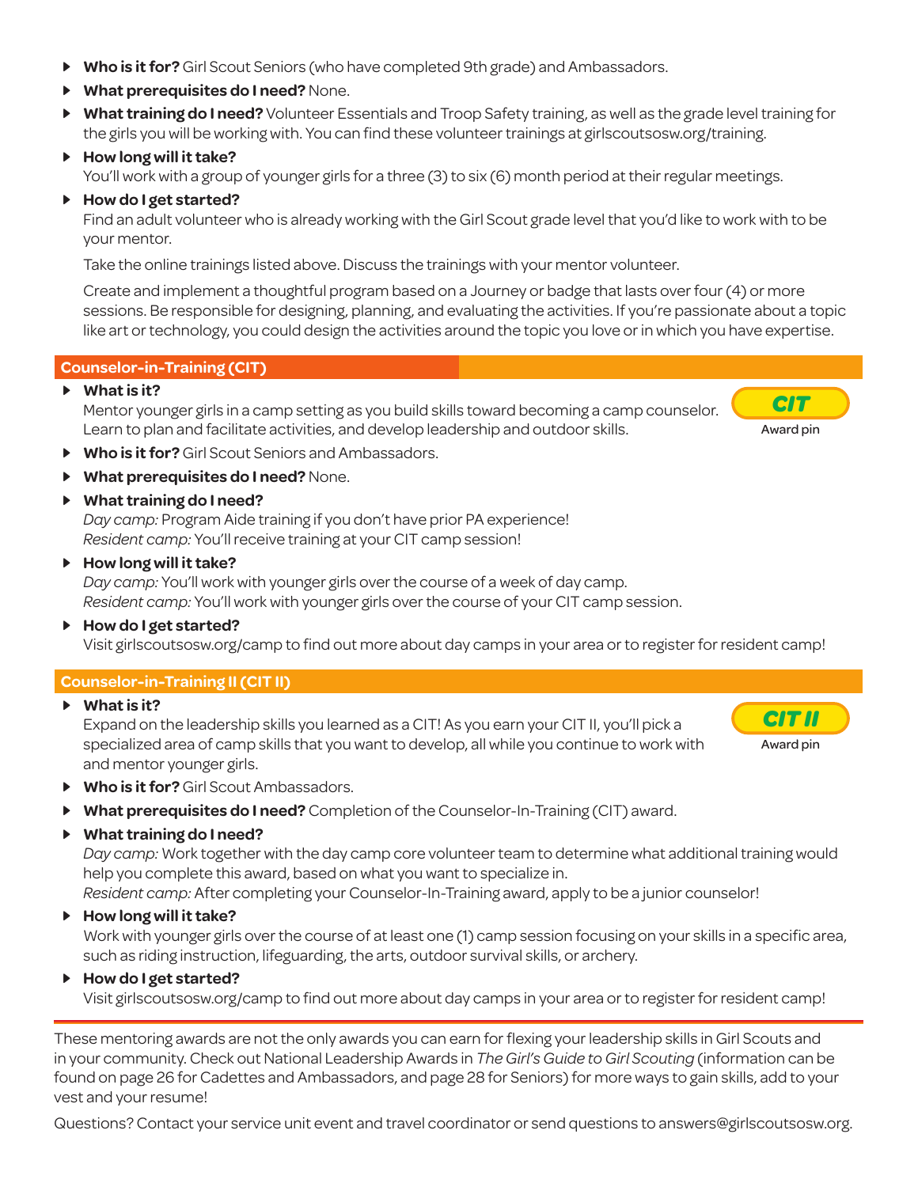- **Who is it for?** Girl Scout Seniors (who have completed 9th grade) and Ambassadors.
- **What prerequisites do I need?** None.
- **What training do I need?** Volunteer Essentials and Troop Safety training, as well as the grade level training for the girls you will be working with. You can find these volunteer trainings at girlscoutsosw.org/training.
- **How long will it take?**
  You'll work with a group of younger girls for a three (3) to six (6) month period at their regular meetings.
- **How do I get started?**
  Find an adult volunteer who is already working with the Girl Scout grade level that you'd like to work with to be your mentor.

  Take the online trainings listed above. Discuss the trainings with your mentor volunteer.

  Create and implement a thoughtful program based on a Journey or badge that lasts over four (4) or more sessions. Be responsible for designing, planning, and evaluating the activities. If you're passionate about a topic like art or technology, you could design the activities around the topic you love or in which you have expertise.

## Counselor-in-Training (CIT)

CIT

Award pin

- **What is it?**
  Mentor younger girls in a camp setting as you build skills toward becoming a camp counselor. Learn to plan and facilitate activities, and develop leadership and outdoor skills.
- **Who is it for?** Girl Scout Seniors and Ambassadors.
- **What prerequisites do I need?** None.
- **What training do I need?**
  *Day camp:* Program Aide training if you don't have prior PA experience!
  *Resident camp:* You'll receive training at your CIT camp session!
- **How long will it take?**
  *Day camp:* You'll work with younger girls over the course of a week of day camp.
  *Resident camp:* You'll work with younger girls over the course of your CIT camp session.
- **How do I get started?**
  Visit girlscoutsosw.org/camp to find out more about day camps in your area or to register for resident camp!

## Counselor-in-Training II (CIT II)

CIT II

Award pin

- **What is it?**
  Expand on the leadership skills you learned as a CIT! As you earn your CIT II, you'll pick a specialized area of camp skills that you want to develop, all while you continue to work with and mentor younger girls.
- **Who is it for?** Girl Scout Ambassadors.
- **What prerequisites do I need?** Completion of the Counselor-In-Training (CIT) award.
- **What training do I need?**
  *Day camp:* Work together with the day camp core volunteer team to determine what additional training would help you complete this award, based on what you want to specialize in.
  *Resident camp:* After completing your Counselor-In-Training award, apply to be a junior counselor!
- **How long will it take?**
  Work with younger girls over the course of at least one (1) camp session focusing on your skills in a specific area, such as riding instruction, lifeguarding, the arts, outdoor survival skills, or archery.
- **How do I get started?**
  Visit girlscoutsosw.org/camp to find out more about day camps in your area or to register for resident camp!

---

These mentoring awards are not the only awards you can earn for flexing your leadership skills in Girl Scouts and in your community. Check out National Leadership Awards in *The Girl's Guide to Girl Scouting* (information can be found on page 26 for Cadettes and Ambassadors, and page 28 for Seniors) for more ways to gain skills, add to your vest and your resume!

Questions? Contact your service unit event and travel coordinator or send questions to answers@girlscoutsosw.org.